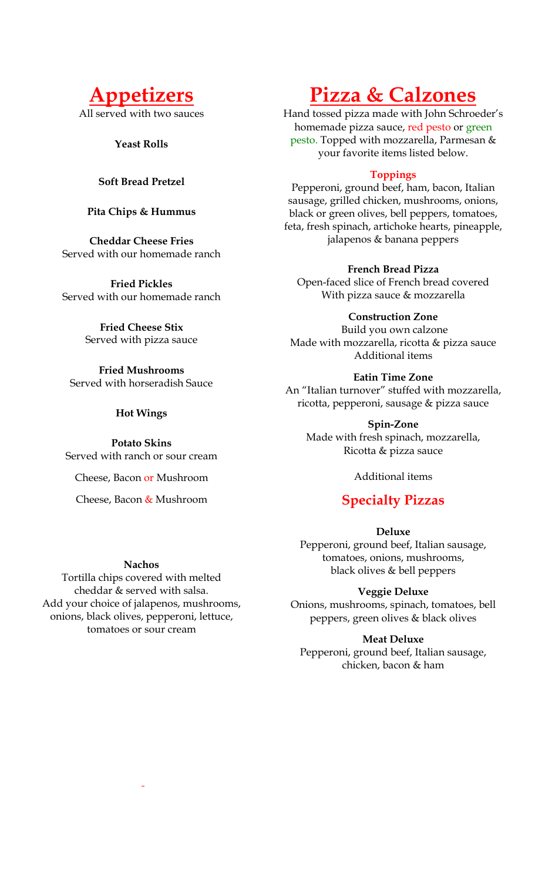# Appetizers

All served with two sauces

**Yeast Rolls**

**Soft Bread Pretzel**

**Pita Chips & Hummus**

**Cheddar Cheese Fries**
Served with our homemade ranch

**Fried Pickles**
Served with our homemade ranch

**Fried Cheese Stix**
Served with pizza sauce

**Fried Mushrooms**
Served with horseradish Sauce

**Hot Wings**

**Potato Skins**
Served with ranch or sour cream

Cheese, Bacon or Mushroom

Cheese, Bacon & Mushroom

**Nachos**
Tortilla chips covered with melted cheddar & served with salsa.
Add your choice of jalapenos, mushrooms, onions, black olives, pepperoni, lettuce, tomatoes or sour cream

# Pizza & Calzones

Hand tossed pizza made with John Schroeder's homemade pizza sauce, red pesto or green pesto. Topped with mozzarella, Parmesan & your favorite items listed below.

### Toppings

Pepperoni, ground beef, ham, bacon, Italian sausage, grilled chicken, mushrooms, onions, black or green olives, bell peppers, tomatoes, feta, fresh spinach, artichoke hearts, pineapple, jalapenos & banana peppers

**French Bread Pizza**
Open-faced slice of French bread covered With pizza sauce & mozzarella

**Construction Zone**
Build you own calzone
Made with mozzarella, ricotta & pizza sauce
Additional items

**Eatin Time Zone**
An "Italian turnover" stuffed with mozzarella, ricotta, pepperoni, sausage & pizza sauce

**Spin-Zone**
Made with fresh spinach, mozzarella, Ricotta & pizza sauce

Additional items

## Specialty Pizzas

**Deluxe**
Pepperoni, ground beef, Italian sausage, tomatoes, onions, mushrooms, black olives & bell peppers

**Veggie Deluxe**
Onions, mushrooms, spinach, tomatoes, bell peppers, green olives & black olives

**Meat Deluxe**
Pepperoni, ground beef, Italian sausage, chicken, bacon & ham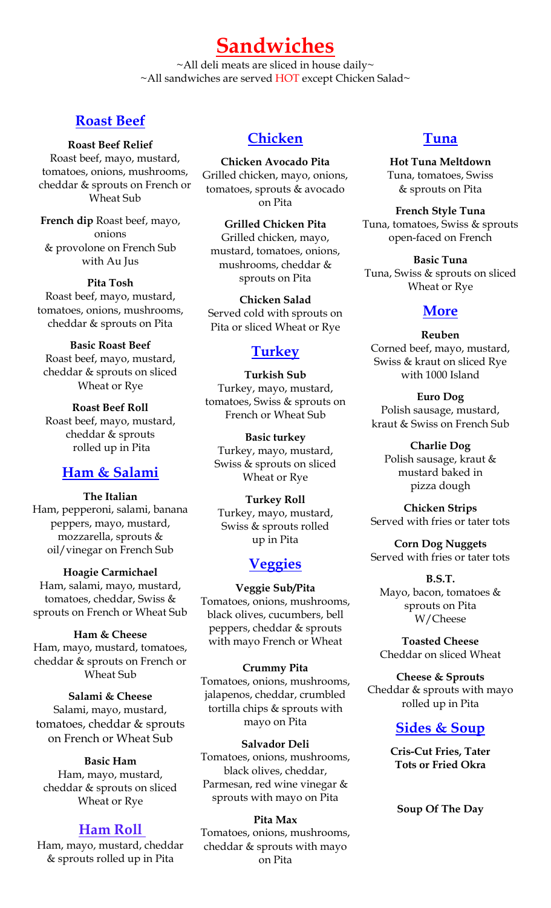# Sandwiches

~All deli meats are sliced in house daily~
~All sandwiches are served HOT except Chicken Salad~

## Roast Beef

**Roast Beef Relief**
Roast beef, mayo, mustard, tomatoes, onions, mushrooms, cheddar & sprouts on French or Wheat Sub

**French dip** Roast beef, mayo, onions & provolone on French Sub with Au Jus

**Pita Tosh**
Roast beef, mayo, mustard, tomatoes, onions, mushrooms, cheddar & sprouts on Pita

**Basic Roast Beef**
Roast beef, mayo, mustard, cheddar & sprouts on sliced Wheat or Rye

**Roast Beef Roll**
Roast beef, mayo, mustard, cheddar & sprouts rolled up in Pita

## Ham & Salami

**The Italian**
Ham, pepperoni, salami, banana peppers, mayo, mustard, mozzarella, sprouts & oil/vinegar on French Sub

**Hoagie Carmichael**
Ham, salami, mayo, mustard, tomatoes, cheddar, Swiss & sprouts on French or Wheat Sub

**Ham & Cheese**
Ham, mayo, mustard, tomatoes, cheddar & sprouts on French or Wheat Sub

**Salami & Cheese**
Salami, mayo, mustard, tomatoes, cheddar & sprouts on French or Wheat Sub

**Basic Ham**
Ham, mayo, mustard, cheddar & sprouts on sliced Wheat or Rye

## Ham Roll

Ham, mayo, mustard, cheddar & sprouts rolled up in Pita

## Chicken

**Chicken Avocado Pita**
Grilled chicken, mayo, onions, tomatoes, sprouts & avocado on Pita

**Grilled Chicken Pita**
Grilled chicken, mayo, mustard, tomatoes, onions, mushrooms, cheddar & sprouts on Pita

**Chicken Salad**
Served cold with sprouts on Pita or sliced Wheat or Rye

## Turkey

**Turkish Sub**
Turkey, mayo, mustard, tomatoes, Swiss & sprouts on French or Wheat Sub

**Basic turkey**
Turkey, mayo, mustard, Swiss & sprouts on sliced Wheat or Rye

**Turkey Roll**
Turkey, mayo, mustard, Swiss & sprouts rolled up in Pita

## Veggies

**Veggie Sub/Pita**
Tomatoes, onions, mushrooms, black olives, cucumbers, bell peppers, cheddar & sprouts with mayo French or Wheat

**Crummy Pita**
Tomatoes, onions, mushrooms, jalapenos, cheddar, crumbled tortilla chips & sprouts with mayo on Pita

**Salvador Deli**
Tomatoes, onions, mushrooms, black olives, cheddar, Parmesan, red wine vinegar & sprouts with mayo on Pita

**Pita Max**
Tomatoes, onions, mushrooms, cheddar & sprouts with mayo on Pita

## Tuna

**Hot Tuna Meltdown**
Tuna, tomatoes, Swiss & sprouts on Pita

**French Style Tuna**
Tuna, tomatoes, Swiss & sprouts open-faced on French

**Basic Tuna**
Tuna, Swiss & sprouts on sliced Wheat or Rye

## More

**Reuben**
Corned beef, mayo, mustard, Swiss & kraut on sliced Rye with 1000 Island

**Euro Dog**
Polish sausage, mustard, kraut & Swiss on French Sub

**Charlie Dog**
Polish sausage, kraut & mustard baked in pizza dough

**Chicken Strips**
Served with fries or tater tots

**Corn Dog Nuggets**
Served with fries or tater tots

**B.S.T.**
Mayo, bacon, tomatoes & sprouts on Pita W/Cheese

**Toasted Cheese**
Cheddar on sliced Wheat

**Cheese & Sprouts**
Cheddar & sprouts with mayo rolled up in Pita

## Sides & Soup

**Cris-Cut Fries, Tater Tots or Fried Okra**

**Soup Of The Day**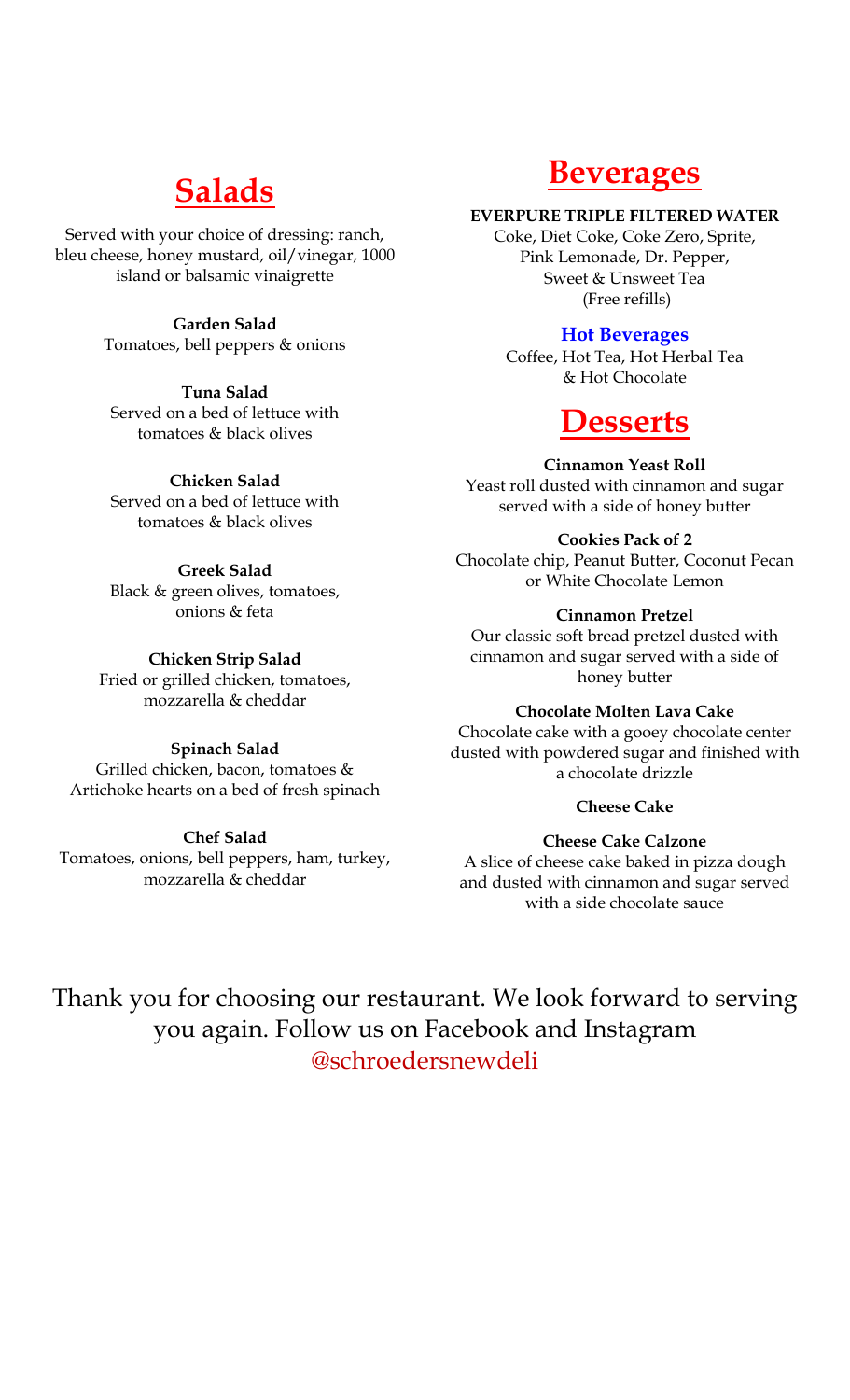## Salads

Served with your choice of dressing: ranch, bleu cheese, honey mustard, oil/vinegar, 1000 island or balsamic vinaigrette

**Garden Salad**
Tomatoes, bell peppers & onions

**Tuna Salad**
Served on a bed of lettuce with tomatoes & black olives

**Chicken Salad**
Served on a bed of lettuce with tomatoes & black olives

**Greek Salad**
Black & green olives, tomatoes, onions & feta

**Chicken Strip Salad**
Fried or grilled chicken, tomatoes, mozzarella & cheddar

**Spinach Salad**
Grilled chicken, bacon, tomatoes & Artichoke hearts on a bed of fresh spinach

**Chef Salad**
Tomatoes, onions, bell peppers, ham, turkey, mozzarella & cheddar

## Beverages

**EVERPURE TRIPLE FILTERED WATER**
Coke, Diet Coke, Coke Zero, Sprite, Pink Lemonade, Dr. Pepper, Sweet & Unsweet Tea
(Free refills)

### Hot Beverages

Coffee, Hot Tea, Hot Herbal Tea & Hot Chocolate

## Desserts

**Cinnamon Yeast Roll**
Yeast roll dusted with cinnamon and sugar served with a side of honey butter

**Cookies Pack of 2**
Chocolate chip, Peanut Butter, Coconut Pecan or White Chocolate Lemon

**Cinnamon Pretzel**
Our classic soft bread pretzel dusted with cinnamon and sugar served with a side of honey butter

**Chocolate Molten Lava Cake**
Chocolate cake with a gooey chocolate center dusted with powdered sugar and finished with a chocolate drizzle

**Cheese Cake**

**Cheese Cake Calzone**
A slice of cheese cake baked in pizza dough and dusted with cinnamon and sugar served with a side chocolate sauce

Thank you for choosing our restaurant. We look forward to serving you again. Follow us on Facebook and Instagram
@schroedersnewdeli